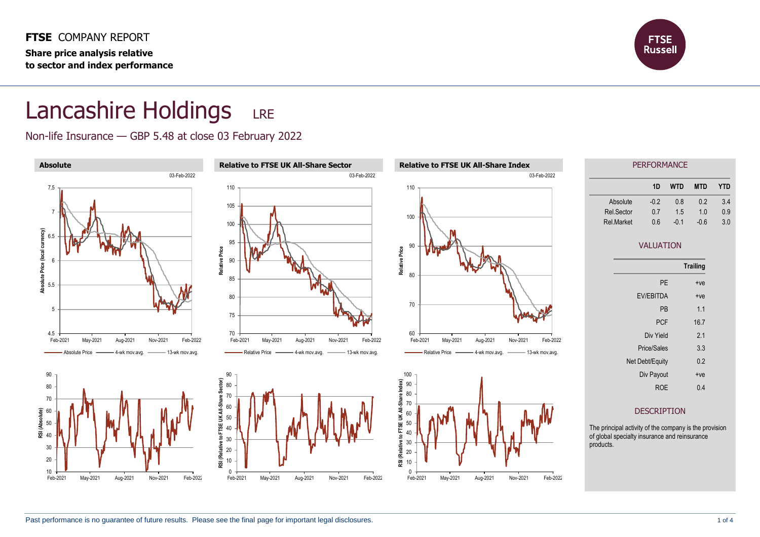**FTSE** COMPANY REPORT

**Share price analysis relative to sector and index performance**

# Lancashire Holdings LRE

Non-life Insurance — GBP 5.48 at close 03 February 2022

**Absolute**

03-Feb-2022

Absolute Price — 4-wk mov.avg. — 13-wk mov.avg.

**Relative to FTSE UK All-Share Sector**

03-Feb-2022

Relative Price — 4-wk mov.avg. — 13-wk mov.avg.

**Relative to FTSE UK All-Share Index**

03-Feb-2022

Relative Price — 4-wk mov.avg. — 13-wk mov.avg.

## PERFORMANCE

| | 1D | WTD | MTD | YTD |
|---|---|---|---|---|
| Absolute | -0.2 | 0.8 | 0.2 | 3.4 |
| Rel.Sector | 0.7 | 1.5 | 1.0 | 0.9 |
| Rel.Market | 0.6 | -0.1 | -0.6 | 3.0 |

## VALUATION

| | Trailing |
|---|---|
| PE | +ve |
| EV/EBITDA | +ve |
| PB | 1.1 |
| PCF | 16.7 |
| Div Yield | 2.1 |
| Price/Sales | 3.3 |
| Net Debt/Equity | 0.2 |
| Div Payout | +ve |
| ROE | 0.4 |

## DESCRIPTION

The principal activity of the company is the provision of global specialty insurance and reinsurance products.

Past performance is no guarantee of future results. Please see the final page for important legal disclosures.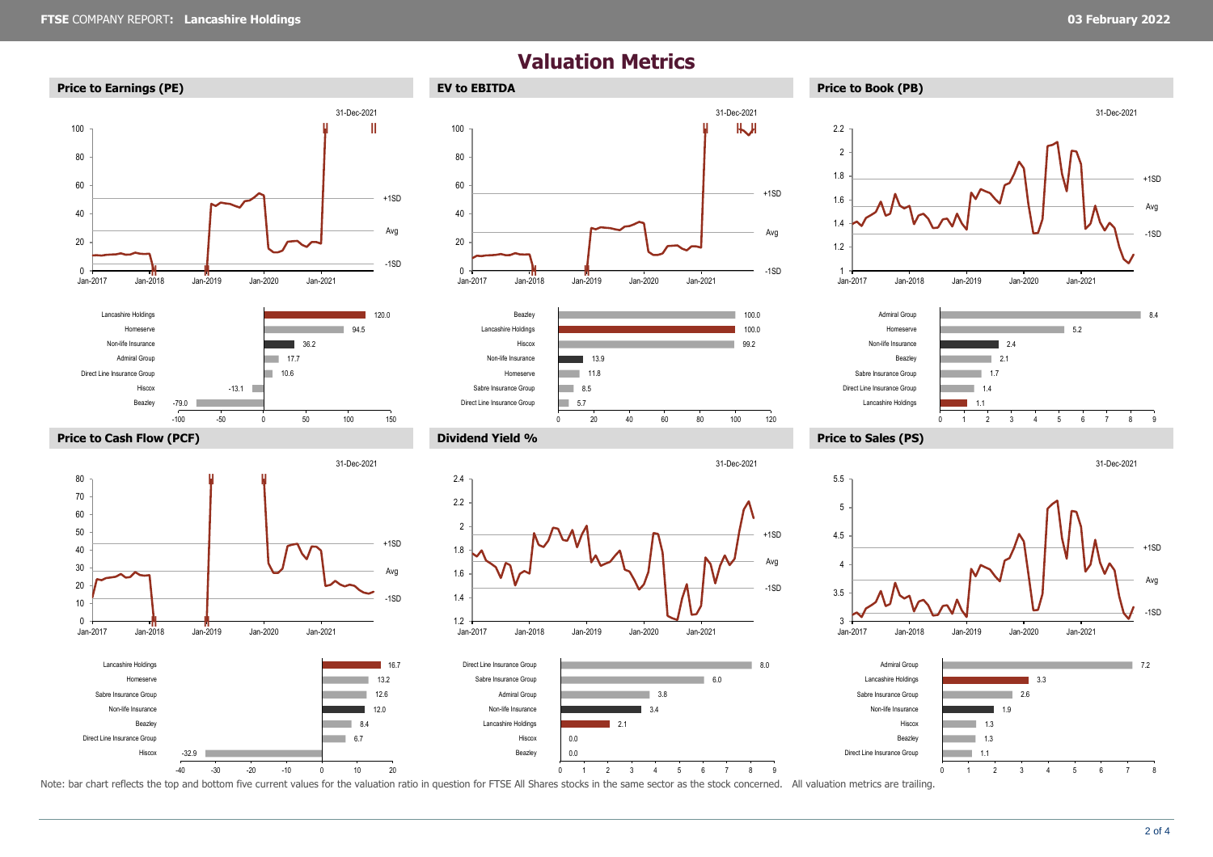# Valuation Metrics

## Price to Earnings (PE)

31-Dec-2021

| Company | PE |
|---|---|
| Lancashire Holdings | 120.0 |
| Homeserve | 94.5 |
| Non-life Insurance | 36.2 |
| Admiral Group | 17.7 |
| Direct Line Insurance Group | 10.6 |
| Hiscox | -13.1 |
| Beazley | -79.0 |

## EV to EBITDA

31-Dec-2021

| Company | EV to EBITDA |
|---|---|
| Beazley | 100.0 |
| Lancashire Holdings | 100.0 |
| Hiscox | 99.2 |
| Non-life Insurance | 13.9 |
| Homeserve | 11.8 |
| Sabre Insurance Group | 8.5 |
| Direct Line Insurance Group | 5.7 |

## Price to Book (PB)

31-Dec-2021

| Company | PB |
|---|---|
| Admiral Group | 8.4 |
| Homeserve | 5.2 |
| Non-life Insurance | 2.4 |
| Beazley | 2.1 |
| Sabre Insurance Group | 1.7 |
| Direct Line Insurance Group | 1.4 |
| Lancashire Holdings | 1.1 |

## Price to Cash Flow (PCF)

31-Dec-2021

| Company | PCF |
|---|---|
| Lancashire Holdings | 16.7 |
| Homeserve | 13.2 |
| Sabre Insurance Group | 12.6 |
| Non-life Insurance | 12.0 |
| Beazley | 8.4 |
| Direct Line Insurance Group | 6.7 |
| Hiscox | -32.9 |

## Dividend Yield %

31-Dec-2021

| Company | Dividend Yield % |
|---|---|
| Direct Line Insurance Group | 8.0 |
| Sabre Insurance Group | 6.0 |
| Admiral Group | 3.8 |
| Non-life Insurance | 3.4 |
| Lancashire Holdings | 2.1 |
| Hiscox | 0.0 |
| Beazley | 0.0 |

## Price to Sales (PS)

31-Dec-2021

| Company | PS |
|---|---|
| Admiral Group | 7.2 |
| Lancashire Holdings | 3.3 |
| Sabre Insurance Group | 2.6 |
| Non-life Insurance | 1.9 |
| Hiscox | 1.3 |
| Beazley | 1.3 |
| Direct Line Insurance Group | 1.1 |

Note: bar chart reflects the top and bottom five current values for the valuation ratio in question for FTSE All Shares stocks in the same sector as the stock concerned. All valuation metrics are trailing.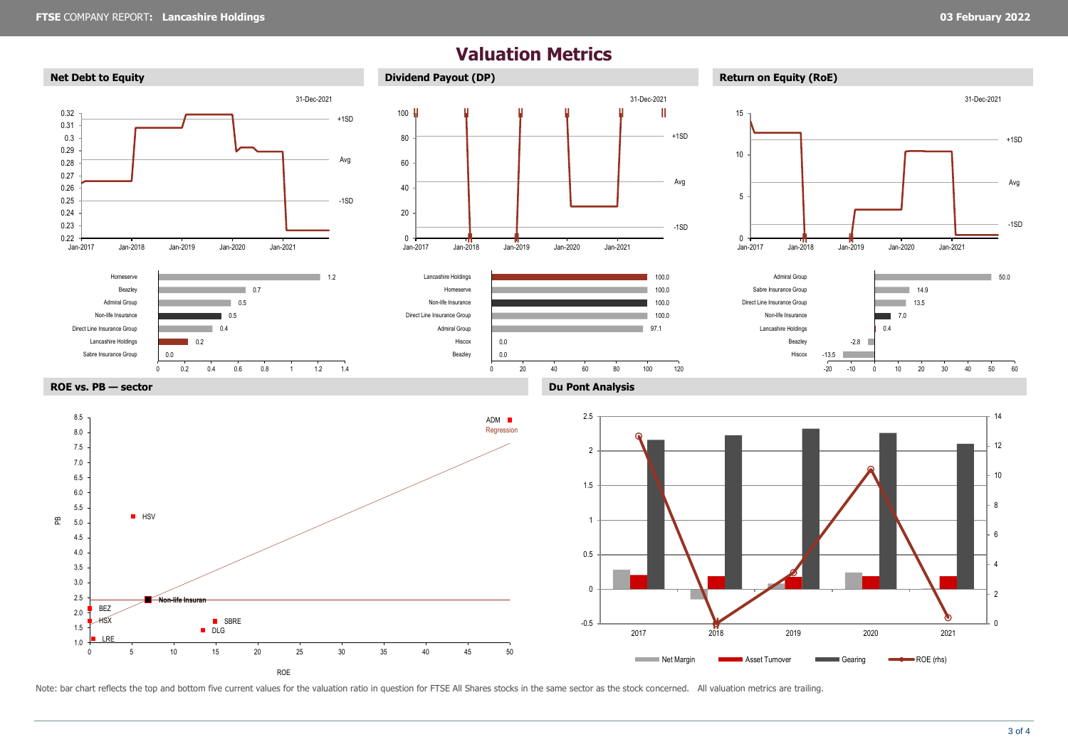# Valuation Metrics

## Net Debt to Equity

31-Dec-2021

| Company | Value |
|---|---|
| Homeserve | 1.2 |
| Beazley | 0.7 |
| Admiral Group | 0.5 |
| Non-life Insurance | 0.5 |
| Direct Line Insurance Group | 0.4 |
| Lancashire Holdings | 0.2 |
| Sabre Insurance Group | 0.0 |

## Dividend Payout (DP)

31-Dec-2021

| Company | Value |
|---|---|
| Lancashire Holdings | 100.0 |
| Homeserve | 100.0 |
| Non-life Insurance | 100.0 |
| Direct Line Insurance Group | 100.0 |
| Admiral Group | 97.1 |
| Hiscox | 0.0 |
| Beazley | 0.0 |

## Return on Equity (RoE)

31-Dec-2021

| Company | Value |
|---|---|
| Admiral Group | 50.0 |
| Sabre Insurance Group | 14.9 |
| Direct Line Insurance Group | 13.5 |
| Non-life Insurance | 7.0 |
| Lancashire Holdings | 0.4 |
| Beazley | -2.8 |
| Hiscox | -13.5 |

## ROE vs. PB — sector

## Du Pont Analysis

Note: bar chart reflects the top and bottom five current values for the valuation ratio in question for FTSE All Shares stocks in the same sector as the stock concerned. All valuation metrics are trailing.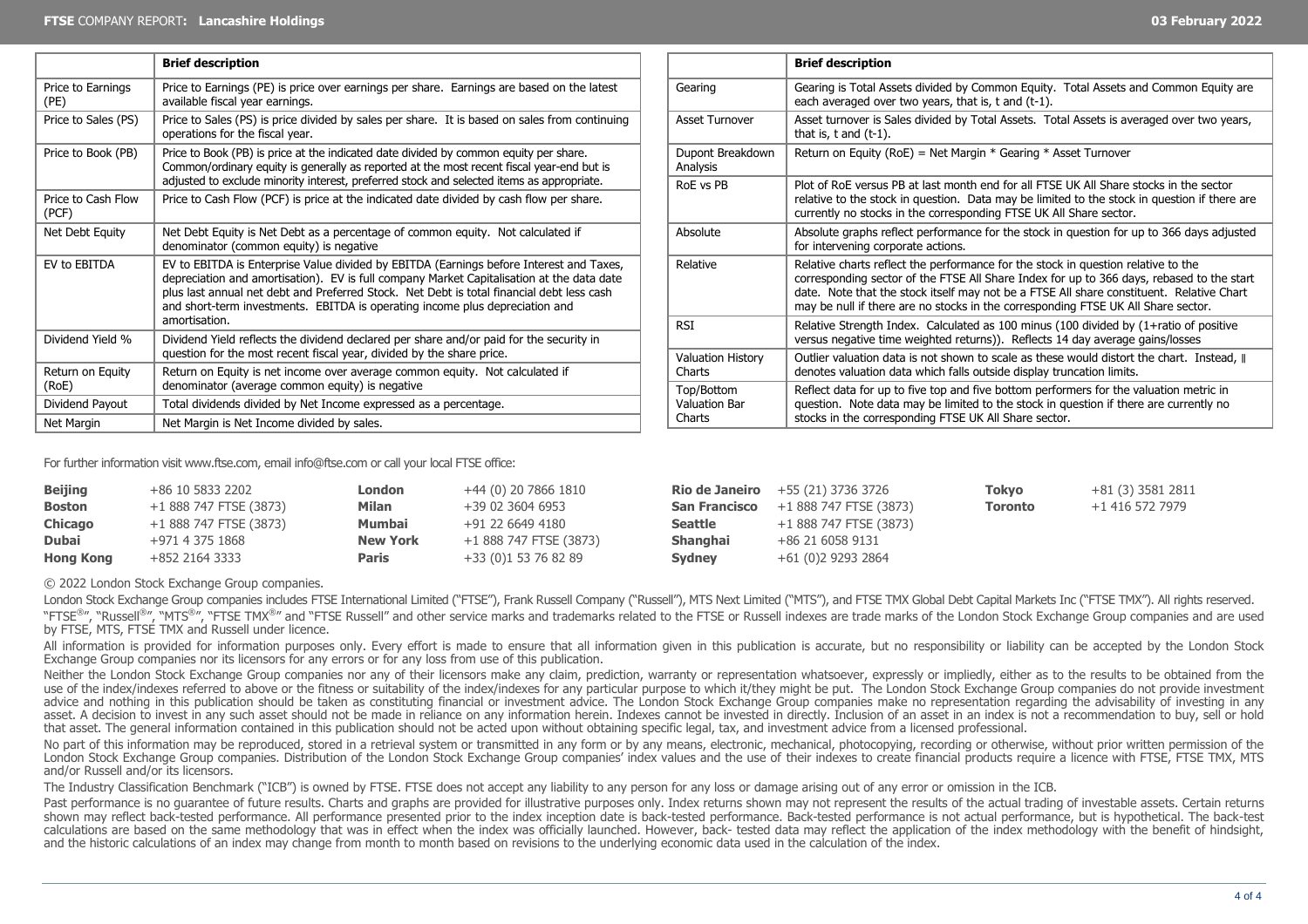| | Brief description |
|---|---|
| Price to Earnings (PE) | Price to Earnings (PE) is price over earnings per share. Earnings are based on the latest available fiscal year earnings. |
| Price to Sales (PS) | Price to Sales (PS) is price divided by sales per share. It is based on sales from continuing operations for the fiscal year. |
| Price to Book (PB) | Price to Book (PB) is price at the indicated date divided by common equity per share. Common/ordinary equity is generally as reported at the most recent fiscal year-end but is adjusted to exclude minority interest, preferred stock and selected items as appropriate. |
| Price to Cash Flow (PCF) | Price to Cash Flow (PCF) is price at the indicated date divided by cash flow per share. |
| Net Debt Equity | Net Debt Equity is Net Debt as a percentage of common equity. Not calculated if denominator (common equity) is negative |
| EV to EBITDA | EV to EBITDA is Enterprise Value divided by EBITDA (Earnings before Interest and Taxes, depreciation and amortisation). EV is full company Market Capitalisation at the data date plus last annual net debt and Preferred Stock. Net Debt is total financial debt less cash and short-term investments. EBITDA is operating income plus depreciation and amortisation. |
| Dividend Yield % | Dividend Yield reflects the dividend declared per share and/or paid for the security in question for the most recent fiscal year, divided by the share price. |
| Return on Equity (RoE) | Return on Equity is net income over average common equity. Not calculated if denominator (average common equity) is negative |
| Dividend Payout | Total dividends divided by Net Income expressed as a percentage. |
| Net Margin | Net Margin is Net Income divided by sales. |

| | Brief description |
|---|---|
| Gearing | Gearing is Total Assets divided by Common Equity. Total Assets and Common Equity are each averaged over two years, that is, t and (t-1). |
| Asset Turnover | Asset turnover is Sales divided by Total Assets. Total Assets is averaged over two years, that is, t and (t-1). |
| Dupont Breakdown Analysis | Return on Equity (RoE) = Net Margin * Gearing * Asset Turnover |
| RoE vs PB | Plot of RoE versus PB at last month end for all FTSE UK All Share stocks in the sector relative to the stock in question. Data may be limited to the stock in question if there are currently no stocks in the corresponding FTSE UK All Share sector. |
| Absolute | Absolute graphs reflect performance for the stock in question for up to 366 days adjusted for intervening corporate actions. |
| Relative | Relative charts reflect the performance for the stock in question relative to the corresponding sector of the FTSE All Share Index for up to 366 days, rebased to the start date. Note that the stock itself may not be a FTSE All share constituent. Relative Chart may be null if there are no stocks in the corresponding FTSE UK All Share sector. |
| RSI | Relative Strength Index. Calculated as 100 minus (100 divided by (1+ratio of positive versus negative time weighted returns)). Reflects 14 day average gains/losses |
| Valuation History Charts | Outlier valuation data is not shown to scale as these would distort the chart. Instead, ‖ denotes valuation data which falls outside display truncation limits. |
| Top/Bottom Valuation Bar Charts | Reflect data for up to five top and five bottom performers for the valuation metric in question. Note data may be limited to the stock in question if there are currently no stocks in the corresponding FTSE UK All Share sector. |

For further information visit www.ftse.com, email info@ftse.com or call your local FTSE office:

| | | | | | | | |
|---|---|---|---|---|---|---|---|
| **Beijing** | +86 10 5833 2202 | **London** | +44 (0) 20 7866 1810 | **Rio de Janeiro** | +55 (21) 3736 3726 | **Tokyo** | +81 (3) 3581 2811 |
| **Boston** | +1 888 747 FTSE (3873) | **Milan** | +39 02 3604 6953 | **San Francisco** | +1 888 747 FTSE (3873) | **Toronto** | +1 416 572 7979 |
| **Chicago** | +1 888 747 FTSE (3873) | **Mumbai** | +91 22 6649 4180 | **Seattle** | +1 888 747 FTSE (3873) | | |
| **Dubai** | +971 4 375 1868 | **New York** | +1 888 747 FTSE (3873) | **Shanghai** | +86 21 6058 9131 | | |
| **Hong Kong** | +852 2164 3333 | **Paris** | +33 (0)1 53 76 82 89 | **Sydney** | +61 (0)2 9293 2864 | | |

© 2022 London Stock Exchange Group companies.

London Stock Exchange Group companies includes FTSE International Limited ("FTSE"), Frank Russell Company ("Russell"), MTS Next Limited ("MTS"), and FTSE TMX Global Debt Capital Markets Inc ("FTSE TMX"). All rights reserved. "FTSE®", "Russell®", "MTS®", "FTSE TMX®" and "FTSE Russell" and other service marks and trademarks related to the FTSE or Russell indexes are trade marks of the London Stock Exchange Group companies and are used by FTSE, MTS, FTSE TMX and Russell under licence.

All information is provided for information purposes only. Every effort is made to ensure that all information given in this publication is accurate, but no responsibility or liability can be accepted by the London Stock Exchange Group companies nor its licensors for any errors or for any loss from use of this publication.

Neither the London Stock Exchange Group companies nor any of their licensors make any claim, prediction, warranty or representation whatsoever, expressly or impliedly, either as to the results to be obtained from the use of the index/indexes referred to above or the fitness or suitability of the index/indexes for any particular purpose to which it/they might be put. The London Stock Exchange Group companies do not provide investment advice and nothing in this publication should be taken as constituting financial or investment advice. The London Stock Exchange Group companies make no representation regarding the advisability of investing in any asset. A decision to invest in any such asset should not be made in reliance on any information herein. Indexes cannot be invested in directly. Inclusion of an asset in an index is not a recommendation to buy, sell or hold that asset. The general information contained in this publication should not be acted upon without obtaining specific legal, tax, and investment advice from a licensed professional.

No part of this information may be reproduced, stored in a retrieval system or transmitted in any form or by any means, electronic, mechanical, photocopying, recording or otherwise, without prior written permission of the London Stock Exchange Group companies. Distribution of the London Stock Exchange Group companies' index values and the use of their indexes to create financial products require a licence with FTSE, FTSE TMX, MTS and/or Russell and/or its licensors.

The Industry Classification Benchmark ("ICB") is owned by FTSE. FTSE does not accept any liability to any person for any loss or damage arising out of any error or omission in the ICB.

Past performance is no guarantee of future results. Charts and graphs are provided for illustrative purposes only. Index returns shown may not represent the results of the actual trading of investable assets. Certain returns shown may reflect back-tested performance. All performance presented prior to the index inception date is back-tested performance. Back-tested performance is not actual performance, but is hypothetical. The back-test calculations are based on the same methodology that was in effect when the index was officially launched. However, back- tested data may reflect the application of the index methodology with the benefit of hindsight, and the historic calculations of an index may change from month to month based on revisions to the underlying economic data used in the calculation of the index.